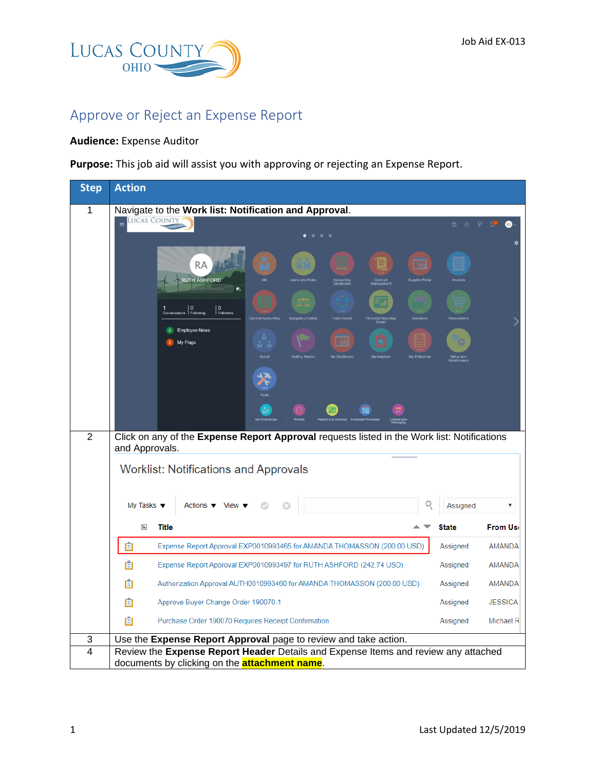# Approve or Reject an Expense Report

**Audience:** Expense Auditor

**Purpose:** This job aid will assist you with approving or rejecting an Expense Report.

| Step | Action |
|---|---|
| 1 | Navigate to the **Work list: Notification and Approval**. |
| 2 | Click on any of the **Expense Report Approval** requests listed in the Work list: Notifications and Approvals. |
| 3 | Use the **Expense Report Approval** page to review and take action. |
| 4 | Review the **Expense Report Header** Details and Expense Items and review any attached documents by clicking on the **attachment name**. |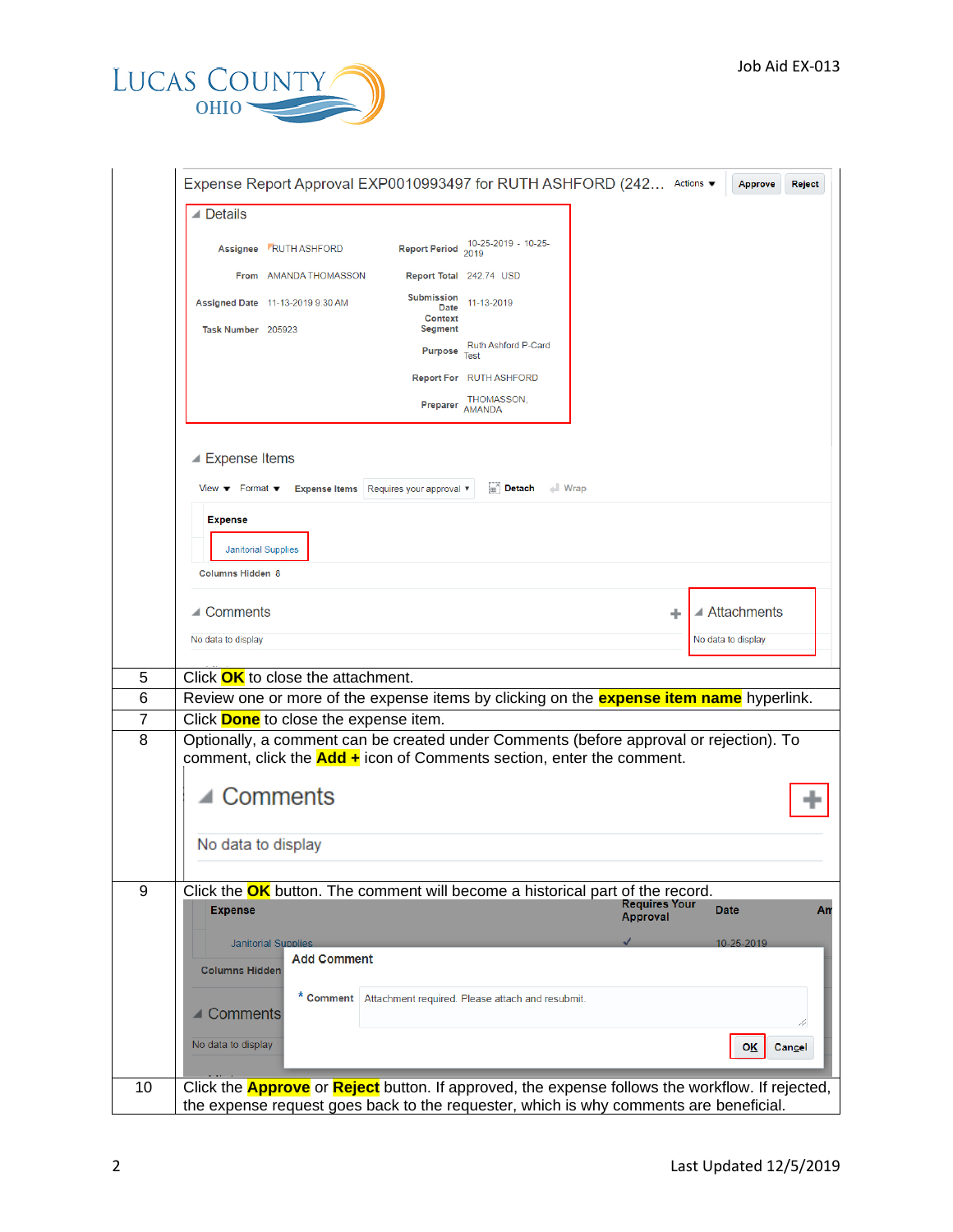| | |
|---|---|
| | |
| 5 | Click **OK** to close the attachment. |
| 6 | Review one or more of the expense items by clicking on the **expense item name** hyperlink. |
| 7 | Click **Done** to close the expense item. |
| 8 | Optionally, a comment can be created under Comments (before approval or rejection). To comment, click the **Add +** icon of Comments section, enter the comment. |
| 9 | Click the **OK** button. The comment will become a historical part of the record. |
| 10 | Click the **Approve** or **Reject** button. If approved, the expense follows the workflow. If rejected, the expense request goes back to the requester, which is why comments are beneficial. |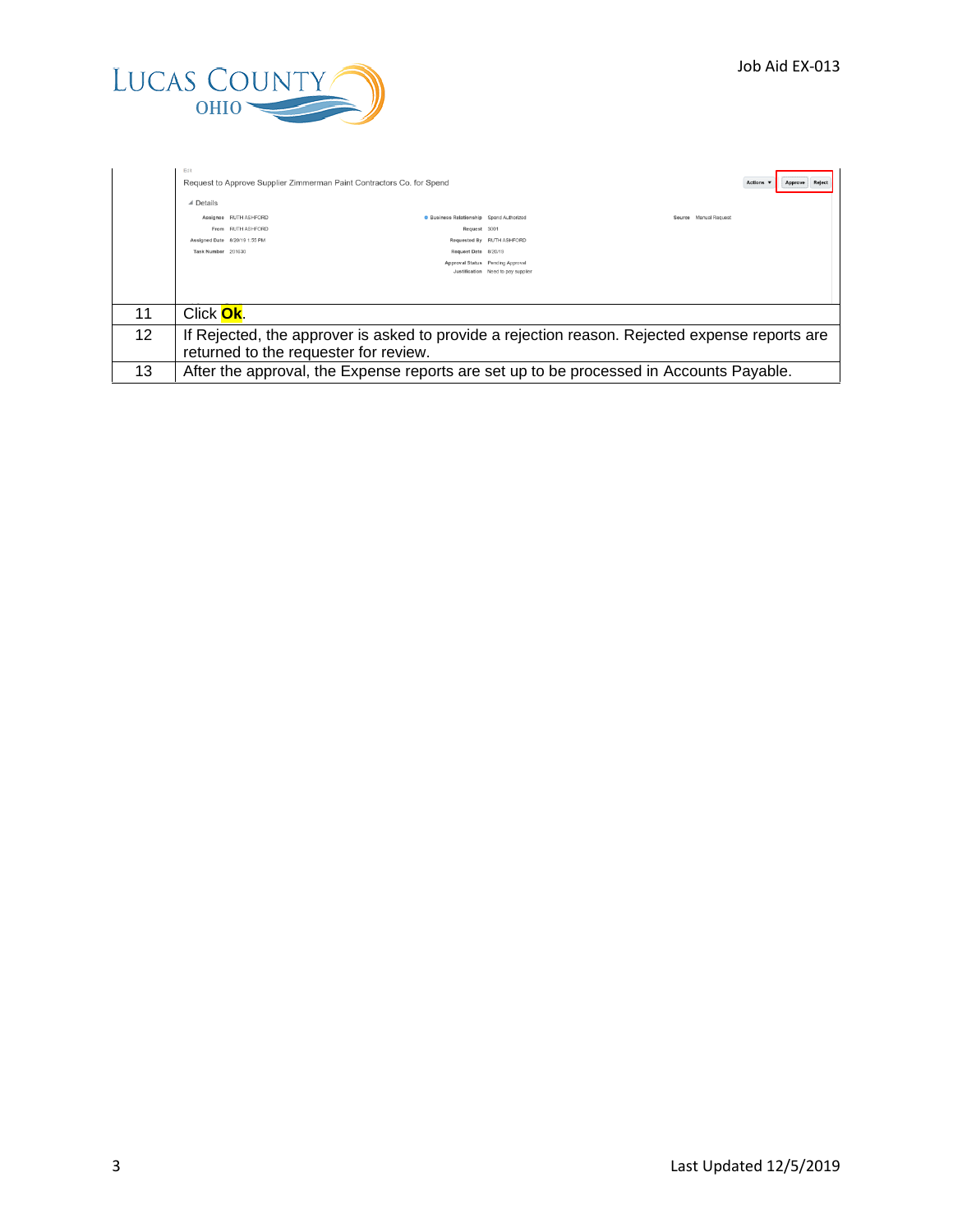| | |
|---|---|
| | Request to Approve Supplier Zimmerman Paint Contractors Co. for Spend |
| 11 | Click **Ok**. |
| 12 | If Rejected, the approver is asked to provide a rejection reason. Rejected expense reports are returned to the requester for review. |
| 13 | After the approval, the Expense reports are set up to be processed in Accounts Payable. |